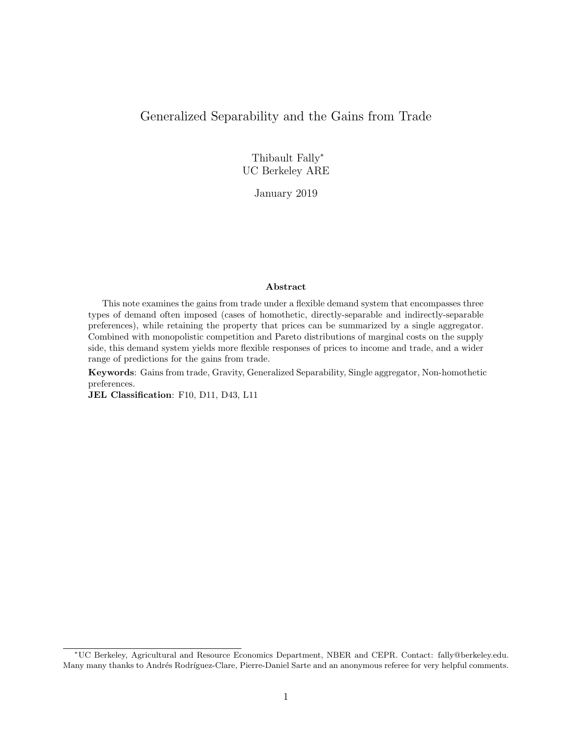# Generalized Separability and the Gains from Trade

Thibault Fally[*]
UC Berkeley ARE

January 2019

### Abstract

This note examines the gains from trade under a flexible demand system that encompasses three types of demand often imposed (cases of homothetic, directly-separable and indirectly-separable preferences), while retaining the property that prices can be summarized by a single aggregator. Combined with monopolistic competition and Pareto distributions of marginal costs on the supply side, this demand system yields more flexible responses of prices to income and trade, and a wider range of predictions for the gains from trade.

**Keywords**: Gains from trade, Gravity, Generalized Separability, Single aggregator, Non-homothetic preferences.

**JEL Classification**: F10, D11, D43, L11

---

[*] UC Berkeley, Agricultural and Resource Economics Department, NBER and CEPR. Contact: fally@berkeley.edu. Many many thanks to Andrés Rodríguez-Clare, Pierre-Daniel Sarte and an anonymous referee for very helpful comments.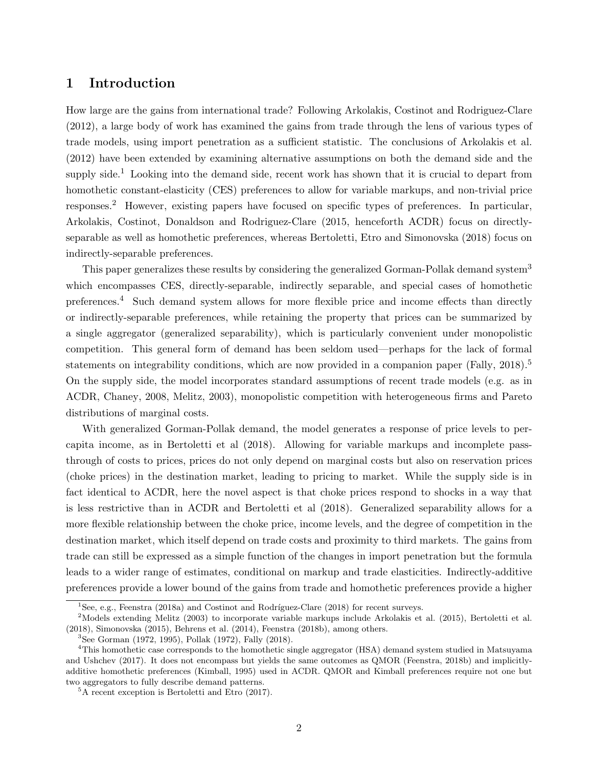## 1 Introduction

How large are the gains from international trade? Following Arkolakis, Costinot and Rodriguez-Clare (2012), a large body of work has examined the gains from trade through the lens of various types of trade models, using import penetration as a sufficient statistic. The conclusions of Arkolakis et al. (2012) have been extended by examining alternative assumptions on both the demand side and the supply side.[1] Looking into the demand side, recent work has shown that it is crucial to depart from homothetic constant-elasticity (CES) preferences to allow for variable markups, and non-trivial price responses.[2] However, existing papers have focused on specific types of preferences. In particular, Arkolakis, Costinot, Donaldson and Rodriguez-Clare (2015, henceforth ACDR) focus on directly-separable as well as homothetic preferences, whereas Bertoletti, Etro and Simonovska (2018) focus on indirectly-separable preferences.

This paper generalizes these results by considering the generalized Gorman-Pollak demand system[3] which encompasses CES, directly-separable, indirectly separable, and special cases of homothetic preferences.[4] Such demand system allows for more flexible price and income effects than directly or indirectly-separable preferences, while retaining the property that prices can be summarized by a single aggregator (generalized separability), which is particularly convenient under monopolistic competition. This general form of demand has been seldom used—perhaps for the lack of formal statements on integrability conditions, which are now provided in a companion paper (Fally, 2018).[5] On the supply side, the model incorporates standard assumptions of recent trade models (e.g. as in ACDR, Chaney, 2008, Melitz, 2003), monopolistic competition with heterogeneous firms and Pareto distributions of marginal costs.

With generalized Gorman-Pollak demand, the model generates a response of price levels to per-capita income, as in Bertoletti et al (2018). Allowing for variable markups and incomplete pass-through of costs to prices, prices do not only depend on marginal costs but also on reservation prices (choke prices) in the destination market, leading to pricing to market. While the supply side is in fact identical to ACDR, here the novel aspect is that choke prices respond to shocks in a way that is less restrictive than in ACDR and Bertoletti et al (2018). Generalized separability allows for a more flexible relationship between the choke price, income levels, and the degree of competition in the destination market, which itself depend on trade costs and proximity to third markets. The gains from trade can still be expressed as a simple function of the changes in import penetration but the formula leads to a wider range of estimates, conditional on markup and trade elasticities. Indirectly-additive preferences provide a lower bound of the gains from trade and homothetic preferences provide a higher

[1] See, e.g., Feenstra (2018a) and Costinot and Rodríguez-Clare (2018) for recent surveys.

[2] Models extending Melitz (2003) to incorporate variable markups include Arkolakis et al. (2015), Bertoletti et al. (2018), Simonovska (2015), Behrens et al. (2014), Feenstra (2018b), among others.

[3] See Gorman (1972, 1995), Pollak (1972), Fally (2018).

[4] This homothetic case corresponds to the homothetic single aggregator (HSA) demand system studied in Matsuyama and Ushchev (2017). It does not encompass but yields the same outcomes as QMOR (Feenstra, 2018b) and implicitly-additive homothetic preferences (Kimball, 1995) used in ACDR. QMOR and Kimball preferences require not one but two aggregators to fully describe demand patterns.

[5] A recent exception is Bertoletti and Etro (2017).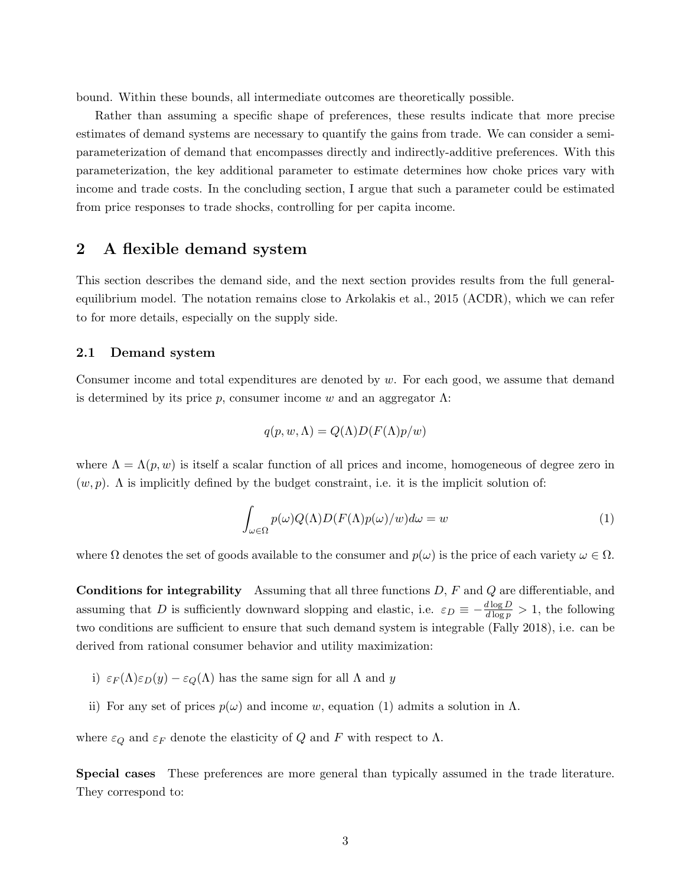bound. Within these bounds, all intermediate outcomes are theoretically possible.

Rather than assuming a specific shape of preferences, these results indicate that more precise estimates of demand systems are necessary to quantify the gains from trade. We can consider a semi-parameterization of demand that encompasses directly and indirectly-additive preferences. With this parameterization, the key additional parameter to estimate determines how choke prices vary with income and trade costs. In the concluding section, I argue that such a parameter could be estimated from price responses to trade shocks, controlling for per capita income.

## 2 A flexible demand system

This section describes the demand side, and the next section provides results from the full general-equilibrium model. The notation remains close to Arkolakis et al., 2015 (ACDR), which we can refer to for more details, especially on the supply side.

### 2.1 Demand system

Consumer income and total expenditures are denoted by $w$. For each good, we assume that demand is determined by its price $p$, consumer income $w$ and an aggregator $\Lambda$:

$$q(p, w, \Lambda) = Q(\Lambda)D(F(\Lambda)p/w)$$

where $\Lambda = \Lambda(p, w)$ is itself a scalar function of all prices and income, homogeneous of degree zero in $(w, p)$. $\Lambda$ is implicitly defined by the budget constraint, i.e. it is the implicit solution of:

$$\int_{\omega\in\Omega} p(\omega)Q(\Lambda)D(F(\Lambda)p(\omega)/w)d\omega = w \tag{1}$$

where $\Omega$ denotes the set of goods available to the consumer and $p(\omega)$ is the price of each variety $\omega \in \Omega$.

**Conditions for integrability** Assuming that all three functions $D$, $F$ and $Q$ are differentiable, and assuming that $D$ is sufficiently downward slopping and elastic, i.e. $\varepsilon_D \equiv -\frac{d\log D}{d\log p} > 1$, the following two conditions are sufficient to ensure that such demand system is integrable (Fally 2018), i.e. can be derived from rational consumer behavior and utility maximization:

i) $\varepsilon_F(\Lambda)\varepsilon_D(y) - \varepsilon_Q(\Lambda)$ has the same sign for all $\Lambda$ and $y$

ii) For any set of prices $p(\omega)$ and income $w$, equation (1) admits a solution in $\Lambda$.

where $\varepsilon_Q$ and $\varepsilon_F$ denote the elasticity of $Q$ and $F$ with respect to $\Lambda$.

**Special cases** These preferences are more general than typically assumed in the trade literature. They correspond to: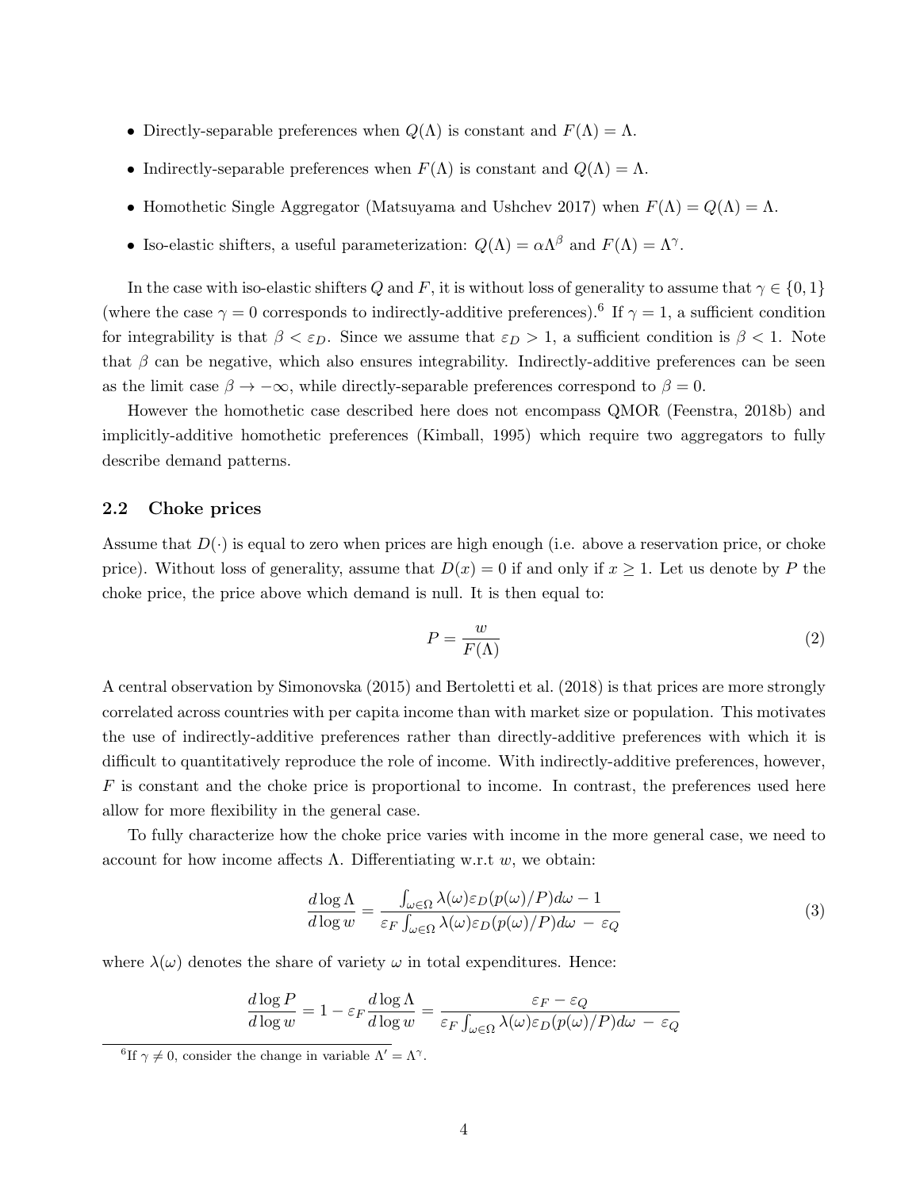- Directly-separable preferences when $Q(\Lambda)$ is constant and $F(\Lambda) = \Lambda$.
- Indirectly-separable preferences when $F(\Lambda)$ is constant and $Q(\Lambda) = \Lambda$.
- Homothetic Single Aggregator (Matsuyama and Ushchev 2017) when $F(\Lambda) = Q(\Lambda) = \Lambda$.
- Iso-elastic shifters, a useful parameterization: $Q(\Lambda) = \alpha\Lambda^{\beta}$ and $F(\Lambda) = \Lambda^{\gamma}$.

In the case with iso-elastic shifters $Q$ and $F$, it is without loss of generality to assume that $\gamma \in \{0, 1\}$ (where the case $\gamma = 0$ corresponds to indirectly-additive preferences).[6] If $\gamma = 1$, a sufficient condition for integrability is that $\beta < \varepsilon_D$. Since we assume that $\varepsilon_D > 1$, a sufficient condition is $\beta < 1$. Note that $\beta$ can be negative, which also ensures integrability. Indirectly-additive preferences can be seen as the limit case $\beta \to -\infty$, while directly-separable preferences correspond to $\beta = 0$.

However the homothetic case described here does not encompass QMOR (Feenstra, 2018b) and implicitly-additive homothetic preferences (Kimball, 1995) which require two aggregators to fully describe demand patterns.

## 2.2 Choke prices

Assume that $D(\cdot)$ is equal to zero when prices are high enough (i.e. above a reservation price, or choke price). Without loss of generality, assume that $D(x) = 0$ if and only if $x \geq 1$. Let us denote by $P$ the choke price, the price above which demand is null. It is then equal to:

$$P = \frac{w}{F(\Lambda)} \tag{2}$$

A central observation by Simonovska (2015) and Bertoletti et al. (2018) is that prices are more strongly correlated across countries with per capita income than with market size or population. This motivates the use of indirectly-additive preferences rather than directly-additive preferences with which it is difficult to quantitatively reproduce the role of income. With indirectly-additive preferences, however, $F$ is constant and the choke price is proportional to income. In contrast, the preferences used here allow for more flexibility in the general case.

To fully characterize how the choke price varies with income in the more general case, we need to account for how income affects $\Lambda$. Differentiating w.r.t $w$, we obtain:

$$\frac{d\log\Lambda}{d\log w} = \frac{\int_{\omega\in\Omega}\lambda(\omega)\varepsilon_D(p(\omega)/P)d\omega - 1}{\varepsilon_F\int_{\omega\in\Omega}\lambda(\omega)\varepsilon_D(p(\omega)/P)d\omega\, -\, \varepsilon_Q} \tag{3}$$

where $\lambda(\omega)$ denotes the share of variety $\omega$ in total expenditures. Hence:

$$\frac{d\log P}{d\log w} = 1 - \varepsilon_F\frac{d\log\Lambda}{d\log w} = \frac{\varepsilon_F - \varepsilon_Q}{\varepsilon_F\int_{\omega\in\Omega}\lambda(\omega)\varepsilon_D(p(\omega)/P)d\omega\, -\, \varepsilon_Q}$$

[6] If $\gamma \neq 0$, consider the change in variable $\Lambda' = \Lambda^{\gamma}$.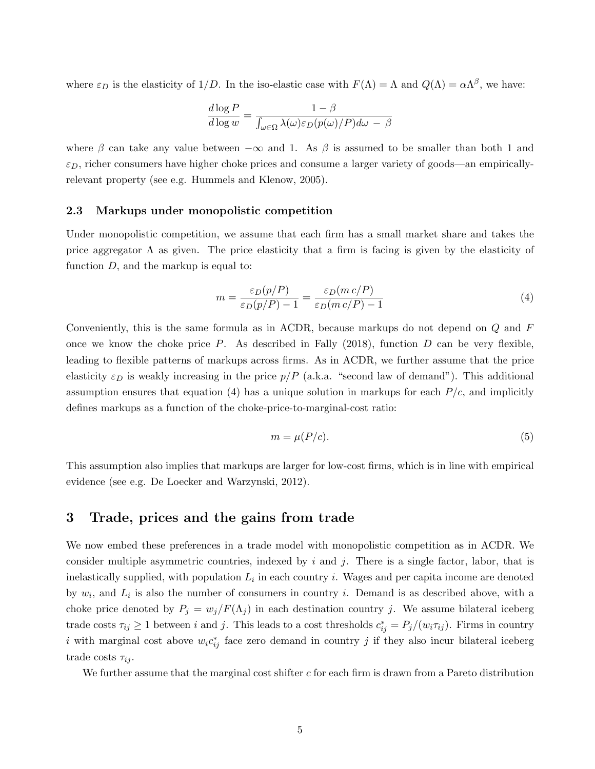where $\varepsilon_D$ is the elasticity of $1/D$. In the iso-elastic case with $F(\Lambda) = \Lambda$ and $Q(\Lambda) = \alpha \Lambda^\beta$, we have:

$$\frac{d \log P}{d \log w} = \frac{1 - \beta}{\int_{\omega \in \Omega} \lambda(\omega) \varepsilon_D(p(\omega)/P) d\omega \; - \; \beta}$$

where $\beta$ can take any value between $-\infty$ and 1. As $\beta$ is assumed to be smaller than both 1 and $\varepsilon_D$, richer consumers have higher choke prices and consume a larger variety of goods—an empirically-relevant property (see e.g. Hummels and Klenow, 2005).

### 2.3 Markups under monopolistic competition

Under monopolistic competition, we assume that each firm has a small market share and takes the price aggregator $\Lambda$ as given. The price elasticity that a firm is facing is given by the elasticity of function $D$, and the markup is equal to:

$$m = \frac{\varepsilon_D(p/P)}{\varepsilon_D(p/P) - 1} = \frac{\varepsilon_D(m\,c/P)}{\varepsilon_D(m\,c/P) - 1} \tag{4}$$

Conveniently, this is the same formula as in ACDR, because markups do not depend on $Q$ and $F$ once we know the choke price $P$. As described in Fally (2018), function $D$ can be very flexible, leading to flexible patterns of markups across firms. As in ACDR, we further assume that the price elasticity $\varepsilon_D$ is weakly increasing in the price $p/P$ (a.k.a. "second law of demand"). This additional assumption ensures that equation (4) has a unique solution in markups for each $P/c$, and implicitly defines markups as a function of the choke-price-to-marginal-cost ratio:

$$m = \mu(P/c). \tag{5}$$

This assumption also implies that markups are larger for low-cost firms, which is in line with empirical evidence (see e.g. De Loecker and Warzynski, 2012).

## 3 Trade, prices and the gains from trade

We now embed these preferences in a trade model with monopolistic competition as in ACDR. We consider multiple asymmetric countries, indexed by $i$ and $j$. There is a single factor, labor, that is inelastically supplied, with population $L_i$ in each country $i$. Wages and per capita income are denoted by $w_i$, and $L_i$ is also the number of consumers in country $i$. Demand is as described above, with a choke price denoted by $P_j = w_j/F(\Lambda_j)$ in each destination country $j$. We assume bilateral iceberg trade costs $\tau_{ij} \geq 1$ between $i$ and $j$. This leads to a cost thresholds $c^*_{ij} = P_j/(w_i \tau_{ij})$. Firms in country $i$ with marginal cost above $w_i c^*_{ij}$ face zero demand in country $j$ if they also incur bilateral iceberg trade costs $\tau_{ij}$.

We further assume that the marginal cost shifter $c$ for each firm is drawn from a Pareto distribution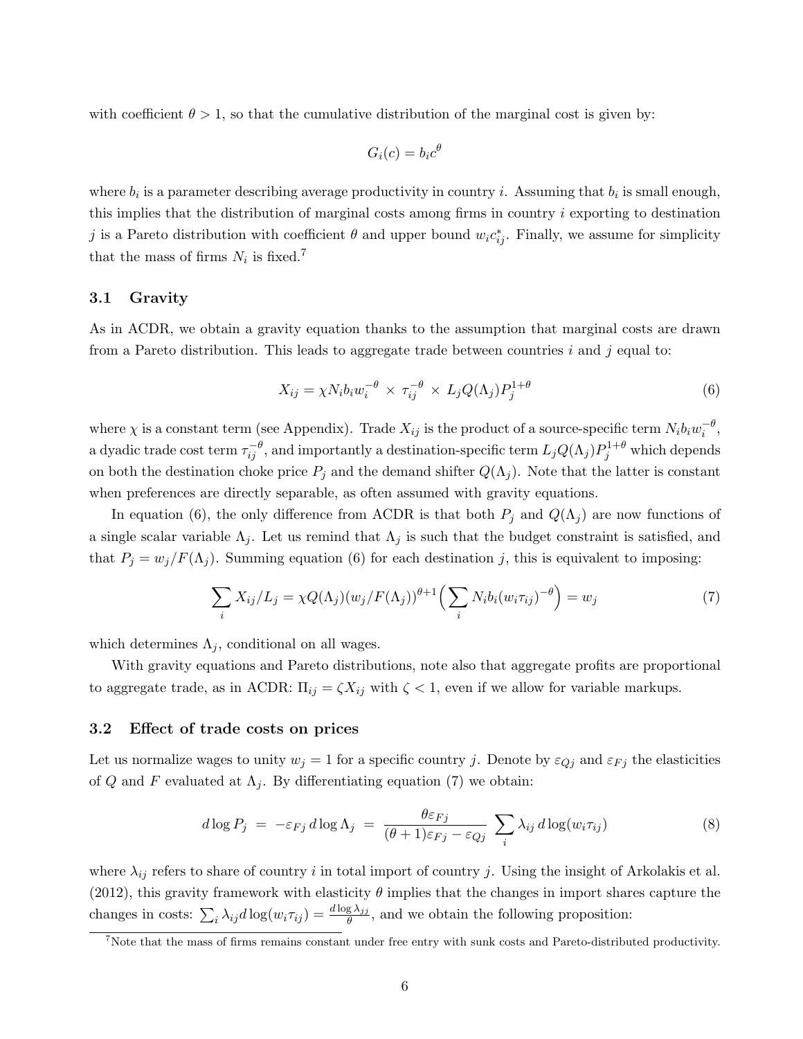with coefficient $\theta > 1$, so that the cumulative distribution of the marginal cost is given by:

$$G_i(c) = b_i c^{\theta}$$

where $b_i$ is a parameter describing average productivity in country $i$. Assuming that $b_i$ is small enough, this implies that the distribution of marginal costs among firms in country $i$ exporting to destination $j$ is a Pareto distribution with coefficient $\theta$ and upper bound $w_i c^*_{ij}$. Finally, we assume for simplicity that the mass of firms $N_i$ is fixed.[7]

### 3.1 Gravity

As in ACDR, we obtain a gravity equation thanks to the assumption that marginal costs are drawn from a Pareto distribution. This leads to aggregate trade between countries $i$ and $j$ equal to:

$$X_{ij} = \chi N_i b_i w_i^{-\theta} \times \tau_{ij}^{-\theta} \times L_j Q(\Lambda_j) P_j^{1+\theta} \tag{6}$$

where $\chi$ is a constant term (see Appendix). Trade $X_{ij}$ is the product of a source-specific term $N_i b_i w_i^{-\theta}$, a dyadic trade cost term $\tau_{ij}^{-\theta}$, and importantly a destination-specific term $L_j Q(\Lambda_j) P_j^{1+\theta}$ which depends on both the destination choke price $P_j$ and the demand shifter $Q(\Lambda_j)$. Note that the latter is constant when preferences are directly separable, as often assumed with gravity equations.

In equation (6), the only difference from ACDR is that both $P_j$ and $Q(\Lambda_j)$ are now functions of a single scalar variable $\Lambda_j$. Let us remind that $\Lambda_j$ is such that the budget constraint is satisfied, and that $P_j = w_j / F(\Lambda_j)$. Summing equation (6) for each destination $j$, this is equivalent to imposing:

$$\sum_i X_{ij}/L_j = \chi Q(\Lambda_j)(w_j/F(\Lambda_j))^{\theta+1}\Big(\sum_i N_i b_i (w_i \tau_{ij})^{-\theta}\Big) = w_j \tag{7}$$

which determines $\Lambda_j$, conditional on all wages.

With gravity equations and Pareto distributions, note also that aggregate profits are proportional to aggregate trade, as in ACDR: $\Pi_{ij} = \zeta X_{ij}$ with $\zeta < 1$, even if we allow for variable markups.

### 3.2 Effect of trade costs on prices

Let us normalize wages to unity $w_j = 1$ for a specific country $j$. Denote by $\varepsilon_{Qj}$ and $\varepsilon_{Fj}$ the elasticities of $Q$ and $F$ evaluated at $\Lambda_j$. By differentiating equation (7) we obtain:

$$d\log P_j \;=\; -\varepsilon_{Fj}\, d\log \Lambda_j \;=\; \frac{\theta \varepsilon_{Fj}}{(\theta+1)\varepsilon_{Fj} - \varepsilon_{Qj}} \sum_i \lambda_{ij}\, d\log(w_i \tau_{ij}) \tag{8}$$

where $\lambda_{ij}$ refers to share of country $i$ in total import of country $j$. Using the insight of Arkolakis et al. (2012), this gravity framework with elasticity $\theta$ implies that the changes in import shares capture the changes in costs: $\sum_i \lambda_{ij} d\log(w_i \tau_{ij}) = \frac{d\log \lambda_{jj}}{\theta}$, and we obtain the following proposition:

[7] Note that the mass of firms remains constant under free entry with sunk costs and Pareto-distributed productivity.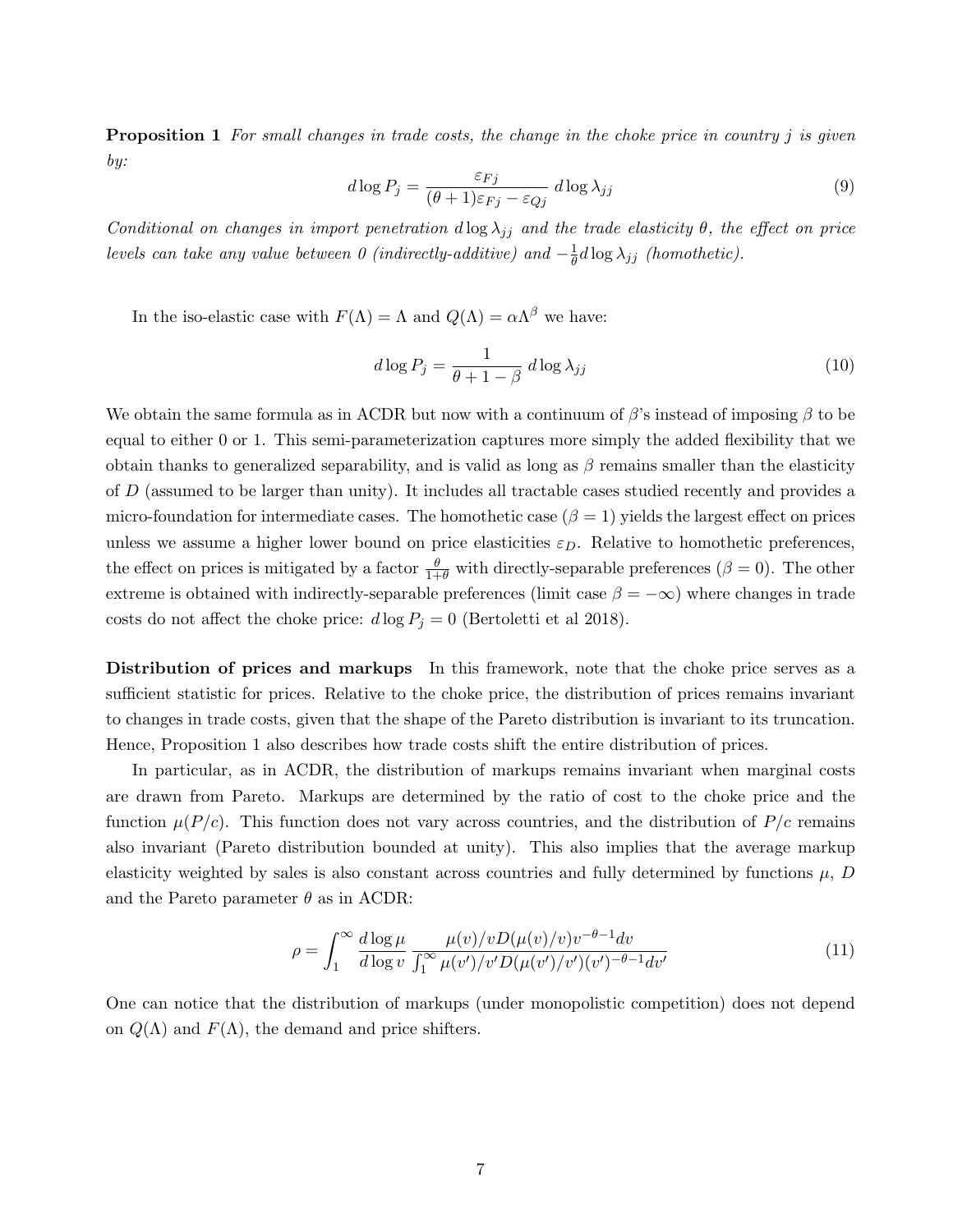**Proposition 1** *For small changes in trade costs, the change in the choke price in country $j$ is given by:*

$$d\log P_j = \frac{\varepsilon_{Fj}}{(\theta+1)\varepsilon_{Fj} - \varepsilon_{Qj}}\; d\log \lambda_{jj} \tag{9}$$

*Conditional on changes in import penetration $d\log\lambda_{jj}$ and the trade elasticity $\theta$, the effect on price levels can take any value between 0 (indirectly-additive) and $-\frac{1}{\theta} d\log\lambda_{jj}$ (homothetic).*

In the iso-elastic case with $F(\Lambda) = \Lambda$ and $Q(\Lambda) = \alpha\Lambda^\beta$ we have:

$$d\log P_j = \frac{1}{\theta + 1 - \beta}\; d\log\lambda_{jj} \tag{10}$$

We obtain the same formula as in ACDR but now with a continuum of $\beta$'s instead of imposing $\beta$ to be equal to either 0 or 1. This semi-parameterization captures more simply the added flexibility that we obtain thanks to generalized separability, and is valid as long as $\beta$ remains smaller than the elasticity of $D$ (assumed to be larger than unity). It includes all tractable cases studied recently and provides a micro-foundation for intermediate cases. The homothetic case ($\beta = 1$) yields the largest effect on prices unless we assume a higher lower bound on price elasticities $\varepsilon_D$. Relative to homothetic preferences, the effect on prices is mitigated by a factor $\frac{\theta}{1+\theta}$ with directly-separable preferences ($\beta = 0$). The other extreme is obtained with indirectly-separable preferences (limit case $\beta = -\infty$) where changes in trade costs do not affect the choke price: $d\log P_j = 0$ (Bertoletti et al 2018).

**Distribution of prices and markups** In this framework, note that the choke price serves as a sufficient statistic for prices. Relative to the choke price, the distribution of prices remains invariant to changes in trade costs, given that the shape of the Pareto distribution is invariant to its truncation. Hence, Proposition 1 also describes how trade costs shift the entire distribution of prices.

In particular, as in ACDR, the distribution of markups remains invariant when marginal costs are drawn from Pareto. Markups are determined by the ratio of cost to the choke price and the function $\mu(P/c)$. This function does not vary across countries, and the distribution of $P/c$ remains also invariant (Pareto distribution bounded at unity). This also implies that the average markup elasticity weighted by sales is also constant across countries and fully determined by functions $\mu$, $D$ and the Pareto parameter $\theta$ as in ACDR:

$$\rho = \int_1^\infty \frac{d\log\mu}{d\log v}\, \frac{\mu(v)/vD(\mu(v)/v)v^{-\theta-1}dv}{\int_1^\infty \mu(v')/v'D(\mu(v')/v')(v')^{-\theta-1}dv'} \tag{11}$$

One can notice that the distribution of markups (under monopolistic competition) does not depend on $Q(\Lambda)$ and $F(\Lambda)$, the demand and price shifters.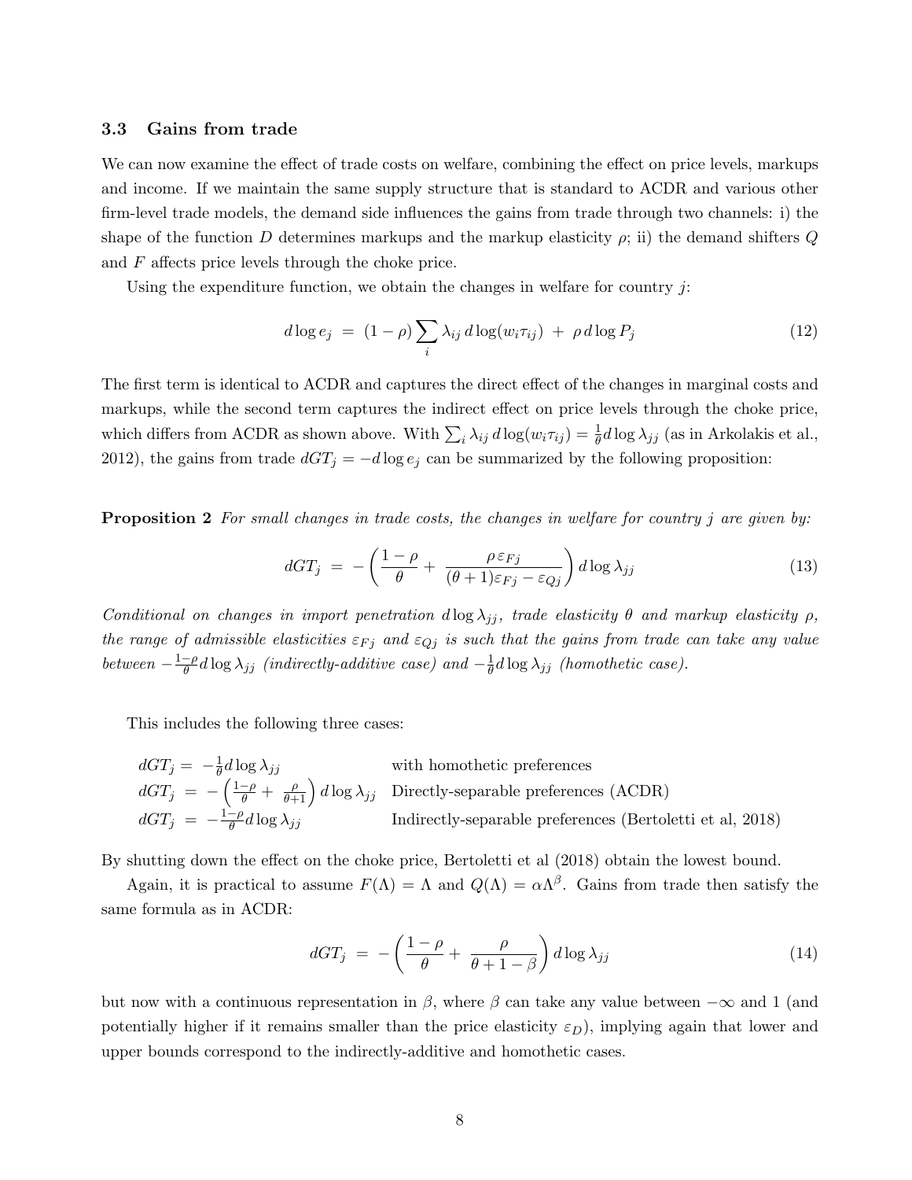### 3.3 Gains from trade

We can now examine the effect of trade costs on welfare, combining the effect on price levels, markups and income. If we maintain the same supply structure that is standard to ACDR and various other firm-level trade models, the demand side influences the gains from trade through two channels: i) the shape of the function $D$ determines markups and the markup elasticity $\rho$; ii) the demand shifters $Q$ and $F$ affects price levels through the choke price.

Using the expenditure function, we obtain the changes in welfare for country $j$:

$$d\log e_j \;=\; (1-\rho)\sum_i \lambda_{ij}\, d\log(w_i\tau_{ij}) \;+\; \rho\, d\log P_j \tag{12}$$

The first term is identical to ACDR and captures the direct effect of the changes in marginal costs and markups, while the second term captures the indirect effect on price levels through the choke price, which differs from ACDR as shown above. With $\sum_i \lambda_{ij}\, d\log(w_i\tau_{ij}) = \frac{1}{\theta} d\log\lambda_{jj}$ (as in Arkolakis et al., 2012), the gains from trade $dGT_j = -d\log e_j$ can be summarized by the following proposition:

**Proposition 2** *For small changes in trade costs, the changes in welfare for country $j$ are given by:*

$$dGT_j \;=\; -\left(\frac{1-\rho}{\theta} + \;\frac{\rho\,\varepsilon_{Fj}}{(\theta+1)\varepsilon_{Fj} - \varepsilon_{Qj}}\right) d\log\lambda_{jj} \tag{13}$$

*Conditional on changes in import penetration $d\log\lambda_{jj}$, trade elasticity $\theta$ and markup elasticity $\rho$, the range of admissible elasticities $\varepsilon_{Fj}$ and $\varepsilon_{Qj}$ is such that the gains from trade can take any value between $-\frac{1-\rho}{\theta} d\log\lambda_{jj}$ (indirectly-additive case) and $-\frac{1}{\theta} d\log\lambda_{jj}$ (homothetic case).*

This includes the following three cases:

| | |
|---|---|
| $dGT_j = -\frac{1}{\theta} d\log\lambda_{jj}$ | with homothetic preferences |
| $dGT_j \;=\; -\left(\frac{1-\rho}{\theta} + \;\frac{\rho}{\theta+1}\right) d\log\lambda_{jj}$ | Directly-separable preferences (ACDR) |
| $dGT_j \;=\; -\frac{1-\rho}{\theta} d\log\lambda_{jj}$ | Indirectly-separable preferences (Bertoletti et al, 2018) |

By shutting down the effect on the choke price, Bertoletti et al (2018) obtain the lowest bound.

Again, it is practical to assume $F(\Lambda) = \Lambda$ and $Q(\Lambda) = \alpha\Lambda^{\beta}$. Gains from trade then satisfy the same formula as in ACDR:

$$dGT_j \;=\; -\left(\frac{1-\rho}{\theta} + \;\frac{\rho}{\theta+1-\beta}\right) d\log\lambda_{jj} \tag{14}$$

but now with a continuous representation in $\beta$, where $\beta$ can take any value between $-\infty$ and 1 (and potentially higher if it remains smaller than the price elasticity $\varepsilon_D$), implying again that lower and upper bounds correspond to the indirectly-additive and homothetic cases.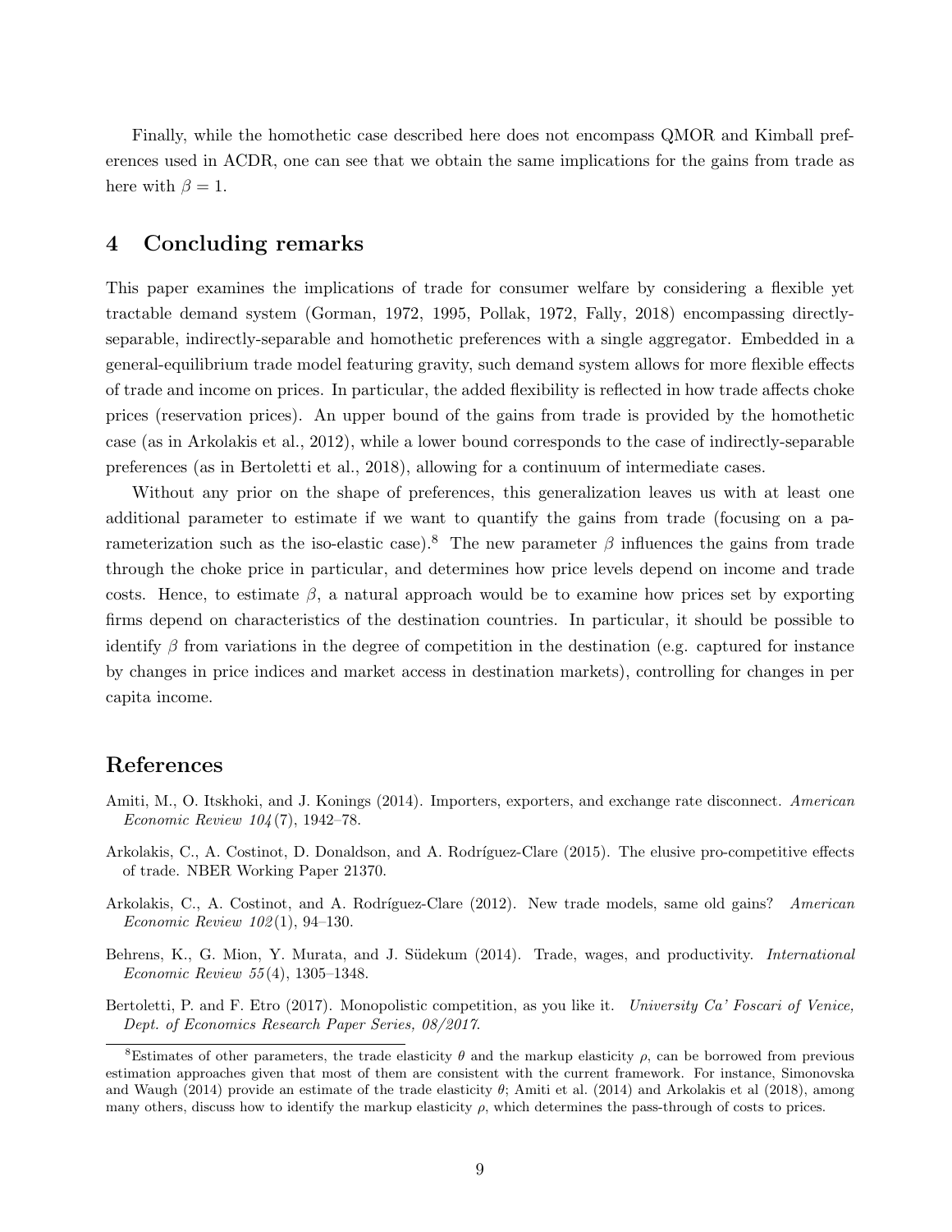Finally, while the homothetic case described here does not encompass QMOR and Kimball preferences used in ACDR, one can see that we obtain the same implications for the gains from trade as here with $\beta = 1$.

## 4 Concluding remarks

This paper examines the implications of trade for consumer welfare by considering a flexible yet tractable demand system (Gorman, 1972, 1995, Pollak, 1972, Fally, 2018) encompassing directly-separable, indirectly-separable and homothetic preferences with a single aggregator. Embedded in a general-equilibrium trade model featuring gravity, such demand system allows for more flexible effects of trade and income on prices. In particular, the added flexibility is reflected in how trade affects choke prices (reservation prices). An upper bound of the gains from trade is provided by the homothetic case (as in Arkolakis et al., 2012), while a lower bound corresponds to the case of indirectly-separable preferences (as in Bertoletti et al., 2018), allowing for a continuum of intermediate cases.

Without any prior on the shape of preferences, this generalization leaves us with at least one additional parameter to estimate if we want to quantify the gains from trade (focusing on a parameterization such as the iso-elastic case).[8] The new parameter $\beta$ influences the gains from trade through the choke price in particular, and determines how price levels depend on income and trade costs. Hence, to estimate $\beta$, a natural approach would be to examine how prices set by exporting firms depend on characteristics of the destination countries. In particular, it should be possible to identify $\beta$ from variations in the degree of competition in the destination (e.g. captured for instance by changes in price indices and market access in destination markets), controlling for changes in per capita income.

## References

Amiti, M., O. Itskhoki, and J. Konings (2014). Importers, exporters, and exchange rate disconnect. *American Economic Review 104*(7), 1942–78.

Arkolakis, C., A. Costinot, D. Donaldson, and A. Rodríguez-Clare (2015). The elusive pro-competitive effects of trade. NBER Working Paper 21370.

Arkolakis, C., A. Costinot, and A. Rodríguez-Clare (2012). New trade models, same old gains? *American Economic Review 102*(1), 94–130.

Behrens, K., G. Mion, Y. Murata, and J. Südekum (2014). Trade, wages, and productivity. *International Economic Review 55*(4), 1305–1348.

Bertoletti, P. and F. Etro (2017). Monopolistic competition, as you like it. *University Ca' Foscari of Venice, Dept. of Economics Research Paper Series, 08/2017.*

[8]Estimates of other parameters, the trade elasticity $\theta$ and the markup elasticity $\rho$, can be borrowed from previous estimation approaches given that most of them are consistent with the current framework. For instance, Simonovska and Waugh (2014) provide an estimate of the trade elasticity $\theta$; Amiti et al. (2014) and Arkolakis et al (2018), among many others, discuss how to identify the markup elasticity $\rho$, which determines the pass-through of costs to prices.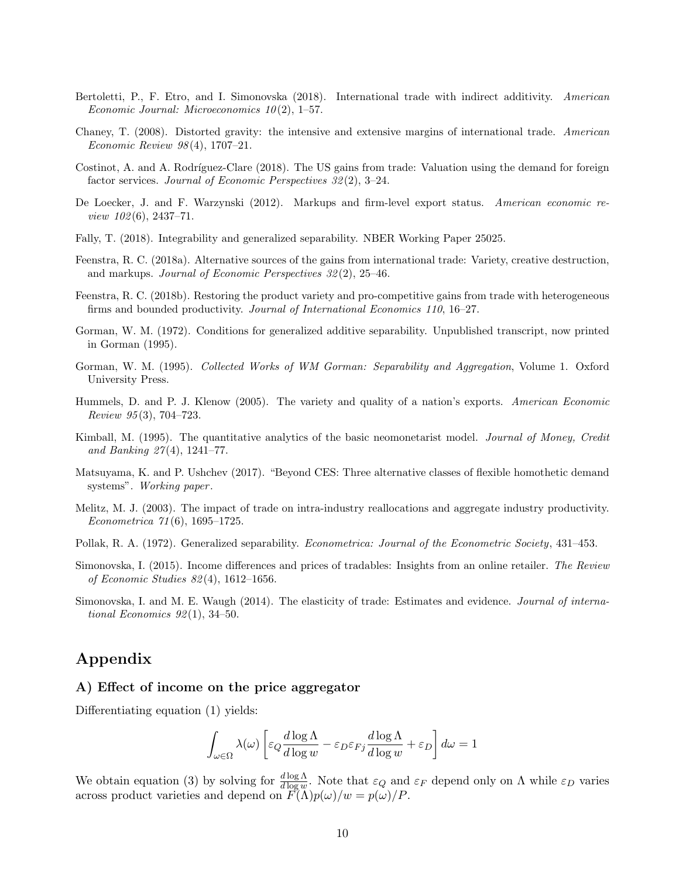Bertoletti, P., F. Etro, and I. Simonovska (2018). International trade with indirect additivity. *American Economic Journal: Microeconomics 10*(2), 1–57.

Chaney, T. (2008). Distorted gravity: the intensive and extensive margins of international trade. *American Economic Review 98*(4), 1707–21.

Costinot, A. and A. Rodríguez-Clare (2018). The US gains from trade: Valuation using the demand for foreign factor services. *Journal of Economic Perspectives 32*(2), 3–24.

De Loecker, J. and F. Warzynski (2012). Markups and firm-level export status. *American economic review 102*(6), 2437–71.

Fally, T. (2018). Integrability and generalized separability. NBER Working Paper 25025.

Feenstra, R. C. (2018a). Alternative sources of the gains from international trade: Variety, creative destruction, and markups. *Journal of Economic Perspectives 32*(2), 25–46.

Feenstra, R. C. (2018b). Restoring the product variety and pro-competitive gains from trade with heterogeneous firms and bounded productivity. *Journal of International Economics 110*, 16–27.

Gorman, W. M. (1972). Conditions for generalized additive separability. Unpublished transcript, now printed in Gorman (1995).

Gorman, W. M. (1995). *Collected Works of WM Gorman: Separability and Aggregation*, Volume 1. Oxford University Press.

Hummels, D. and P. J. Klenow (2005). The variety and quality of a nation's exports. *American Economic Review 95*(3), 704–723.

Kimball, M. (1995). The quantitative analytics of the basic neomonetarist model. *Journal of Money, Credit and Banking 27*(4), 1241–77.

Matsuyama, K. and P. Ushchev (2017). "Beyond CES: Three alternative classes of flexible homothetic demand systems". *Working paper*.

Melitz, M. J. (2003). The impact of trade on intra-industry reallocations and aggregate industry productivity. *Econometrica 71*(6), 1695–1725.

Pollak, R. A. (1972). Generalized separability. *Econometrica: Journal of the Econometric Society*, 431–453.

Simonovska, I. (2015). Income differences and prices of tradables: Insights from an online retailer. *The Review of Economic Studies 82*(4), 1612–1656.

Simonovska, I. and M. E. Waugh (2014). The elasticity of trade: Estimates and evidence. *Journal of international Economics 92*(1), 34–50.

# Appendix

### A) Effect of income on the price aggregator

Differentiating equation (1) yields:

$$\int_{\omega \in \Omega} \lambda(\omega) \left[ \varepsilon_Q \frac{d \log \Lambda}{d \log w} - \varepsilon_D \varepsilon_{Fj} \frac{d \log \Lambda}{d \log w} + \varepsilon_D \right] d\omega = 1$$

We obtain equation (3) by solving for $\frac{d \log \Lambda}{d \log w}$. Note that $\varepsilon_Q$ and $\varepsilon_F$ depend only on $\Lambda$ while $\varepsilon_D$ varies across product varieties and depend on $F(\Lambda)p(\omega)/w = p(\omega)/P$.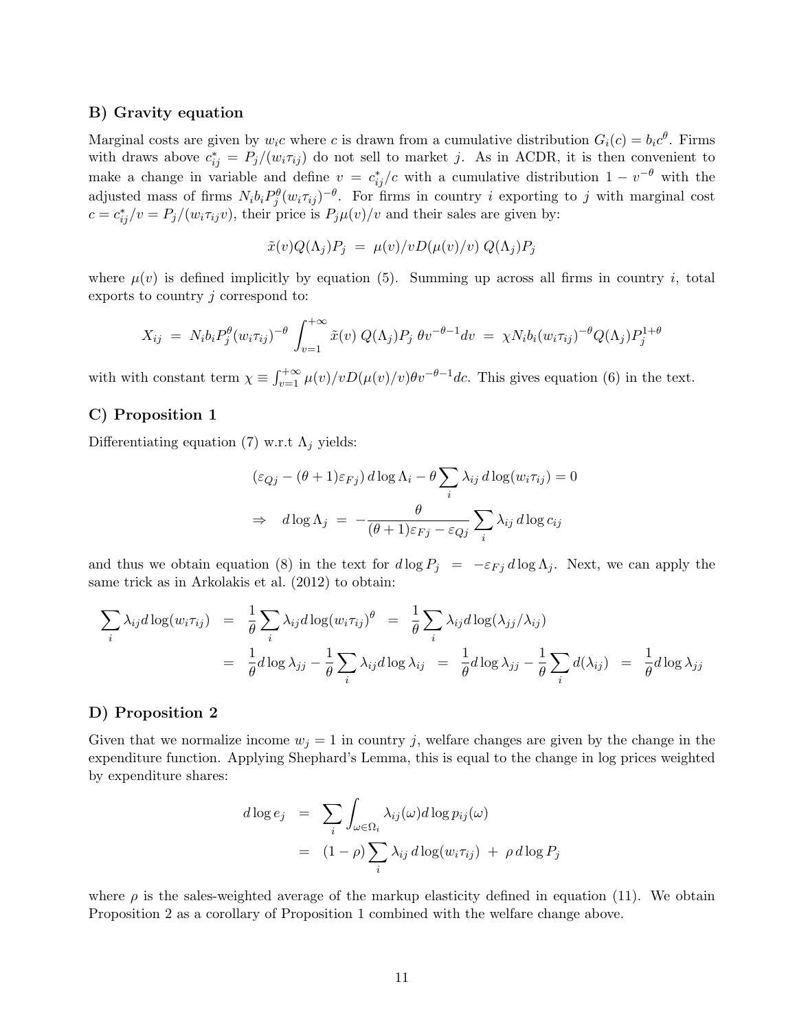### B) Gravity equation

Marginal costs are given by $w_i c$ where $c$ is drawn from a cumulative distribution $G_i(c) = b_i c^\theta$. Firms with draws above $c^*_{ij} = P_j/(w_i \tau_{ij})$ do not sell to market $j$. As in ACDR, it is then convenient to make a change in variable and define $v = c^*_{ij}/c$ with a cumulative distribution $1 - v^{-\theta}$ with the adjusted mass of firms $N_i b_i P_j^\theta (w_i \tau_{ij})^{-\theta}$. For firms in country $i$ exporting to $j$ with marginal cost $c = c^*_{ij}/v = P_j/(w_i \tau_{ij} v)$, their price is $P_j \mu(v)/v$ and their sales are given by:

$$\tilde{x}(v) Q(\Lambda_j) P_j \;=\; \mu(v)/v D(\mu(v)/v)\; Q(\Lambda_j) P_j$$

where $\mu(v)$ is defined implicitly by equation (5). Summing up across all firms in country $i$, total exports to country $j$ correspond to:

$$X_{ij} \;=\; N_i b_i P_j^\theta (w_i \tau_{ij})^{-\theta} \int_{v=1}^{+\infty} \tilde{x}(v)\; Q(\Lambda_j) P_j \;\theta v^{-\theta-1} dv \;=\; \chi N_i b_i (w_i \tau_{ij})^{-\theta} Q(\Lambda_j) P_j^{1+\theta}$$

with with constant term $\chi \equiv \int_{v=1}^{+\infty} \mu(v)/v D(\mu(v)/v) \theta v^{-\theta-1} dc$. This gives equation (6) in the text.

### C) Proposition 1

Differentiating equation (7) w.r.t $\Lambda_j$ yields:

$$(\varepsilon_{Qj} - (\theta+1)\varepsilon_{Fj})\, d\log \Lambda_i - \theta \sum_i \lambda_{ij}\, d\log(w_i \tau_{ij}) = 0$$

$$\Rightarrow \quad d\log \Lambda_j \;=\; -\frac{\theta}{(\theta+1)\varepsilon_{Fj} - \varepsilon_{Qj}} \sum_i \lambda_{ij}\, d\log c_{ij}$$

and thus we obtain equation (8) in the text for $d\log P_j \;=\; -\varepsilon_{Fj}\, d\log \Lambda_j$. Next, we can apply the same trick as in Arkolakis et al. (2012) to obtain:

$$\begin{aligned}
\sum_i \lambda_{ij} d\log(w_i \tau_{ij}) &= \frac{1}{\theta} \sum_i \lambda_{ij} d\log(w_i \tau_{ij})^\theta \;=\; \frac{1}{\theta} \sum_i \lambda_{ij} d\log(\lambda_{jj}/\lambda_{ij}) \\
&= \frac{1}{\theta} d\log \lambda_{jj} - \frac{1}{\theta} \sum_i \lambda_{ij} d\log \lambda_{ij} \;=\; \frac{1}{\theta} d\log \lambda_{jj} - \frac{1}{\theta} \sum_i d(\lambda_{ij}) \;=\; \frac{1}{\theta} d\log \lambda_{jj}
\end{aligned}$$

### D) Proposition 2

Given that we normalize income $w_j = 1$ in country $j$, welfare changes are given by the change in the expenditure function. Applying Shephard's Lemma, this is equal to the change in log prices weighted by expenditure shares:

$$\begin{aligned}
d\log e_j &= \sum_i \int_{\omega \in \Omega_i} \lambda_{ij}(\omega) d\log p_{ij}(\omega) \\
&= (1-\rho) \sum_i \lambda_{ij}\, d\log(w_i \tau_{ij}) \;+\; \rho\, d\log P_j
\end{aligned}$$

where $\rho$ is the sales-weighted average of the markup elasticity defined in equation (11). We obtain Proposition 2 as a corollary of Proposition 1 combined with the welfare change above.